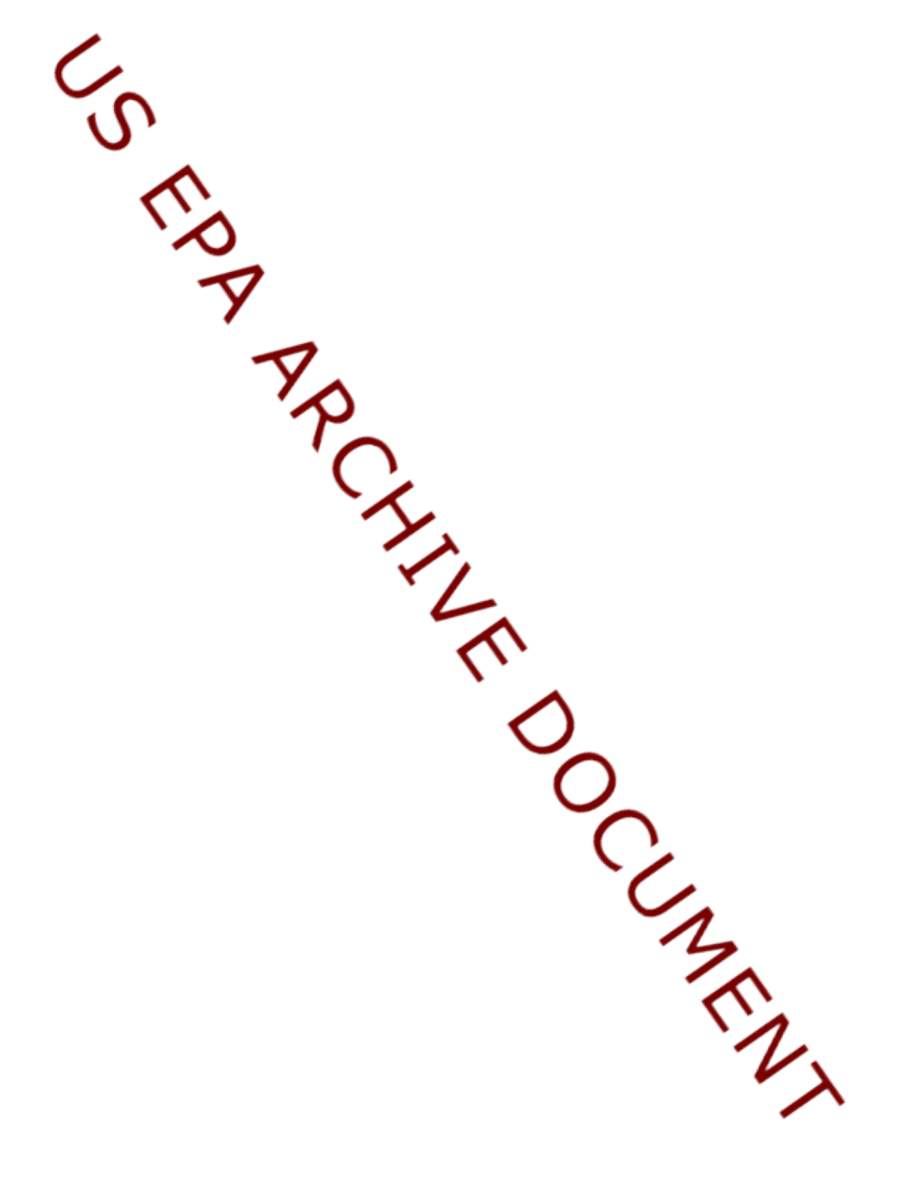US EPA ARCHIVE DOCUMENT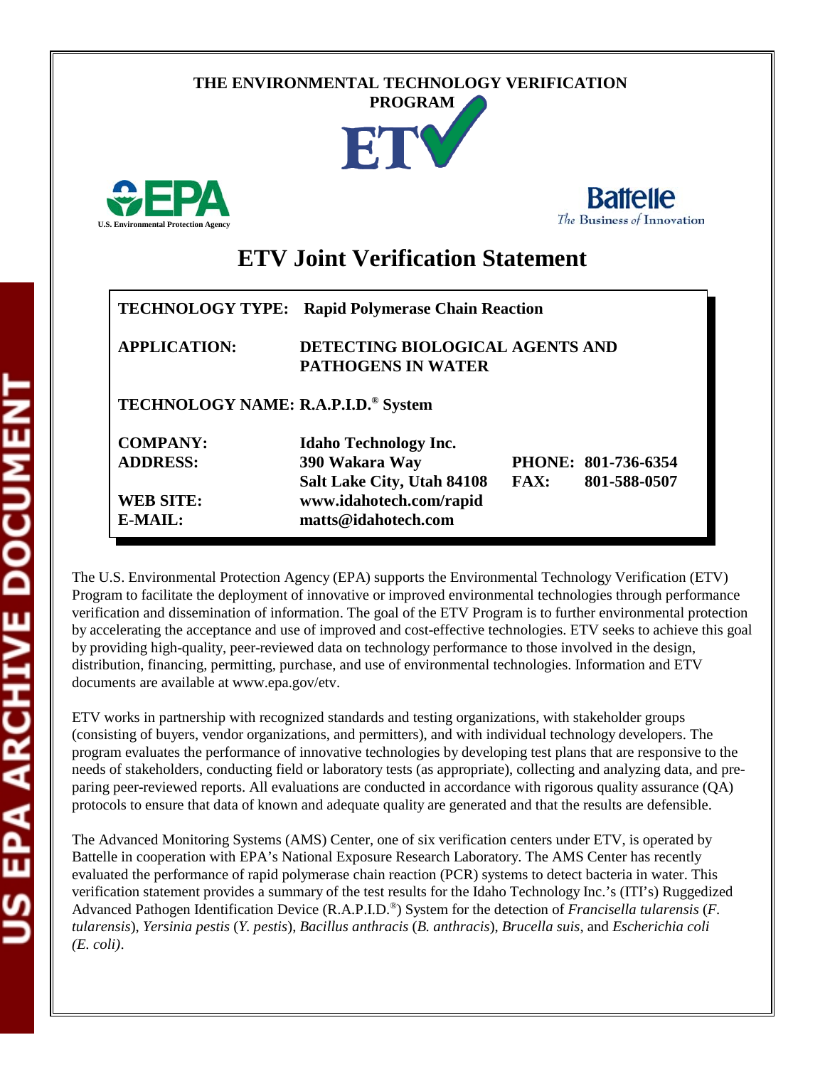# THE ENVIRONMENTAL TECHNOLOGY VERIFICATION PROGRAM

# ETV Joint Verification Statement

| | | | |
|---|---|---|---|
| **TECHNOLOGY TYPE:** | **Rapid Polymerase Chain Reaction** | | |
| **APPLICATION:** | **DETECTING BIOLOGICAL AGENTS AND PATHOGENS IN WATER** | | |
| **TECHNOLOGY NAME:** | **R.A.P.I.D.® System** | | |
| **COMPANY:** | **Idaho Technology Inc.** | | |
| **ADDRESS:** | **390 Wakara Way** | **PHONE:** | **801-736-6354** |
| | **Salt Lake City, Utah 84108** | **FAX:** | **801-588-0507** |
| **WEB SITE:** | **www.idahotech.com/rapid** | | |
| **E-MAIL:** | **matts@idahotech.com** | | |

The U.S. Environmental Protection Agency (EPA) supports the Environmental Technology Verification (ETV) Program to facilitate the deployment of innovative or improved environmental technologies through performance verification and dissemination of information. The goal of the ETV Program is to further environmental protection by accelerating the acceptance and use of improved and cost-effective technologies. ETV seeks to achieve this goal by providing high-quality, peer-reviewed data on technology performance to those involved in the design, distribution, financing, permitting, purchase, and use of environmental technologies. Information and ETV documents are available at www.epa.gov/etv.

ETV works in partnership with recognized standards and testing organizations, with stakeholder groups (consisting of buyers, vendor organizations, and permitters), and with individual technology developers. The program evaluates the performance of innovative technologies by developing test plans that are responsive to the needs of stakeholders, conducting field or laboratory tests (as appropriate), collecting and analyzing data, and preparing peer-reviewed reports. All evaluations are conducted in accordance with rigorous quality assurance (QA) protocols to ensure that data of known and adequate quality are generated and that the results are defensible.

The Advanced Monitoring Systems (AMS) Center, one of six verification centers under ETV, is operated by Battelle in cooperation with EPA's National Exposure Research Laboratory. The AMS Center has recently evaluated the performance of rapid polymerase chain reaction (PCR) systems to detect bacteria in water. This verification statement provides a summary of the test results for the Idaho Technology Inc.'s (ITI's) Ruggedized Advanced Pathogen Identification Device (R.A.P.I.D.®) System for the detection of *Francisella tularensis* (*F. tularensis*), *Yersinia pestis* (*Y. pestis*), *Bacillus anthracis* (*B. anthracis*), *Brucella suis*, and *Escherichia coli (E. coli)*.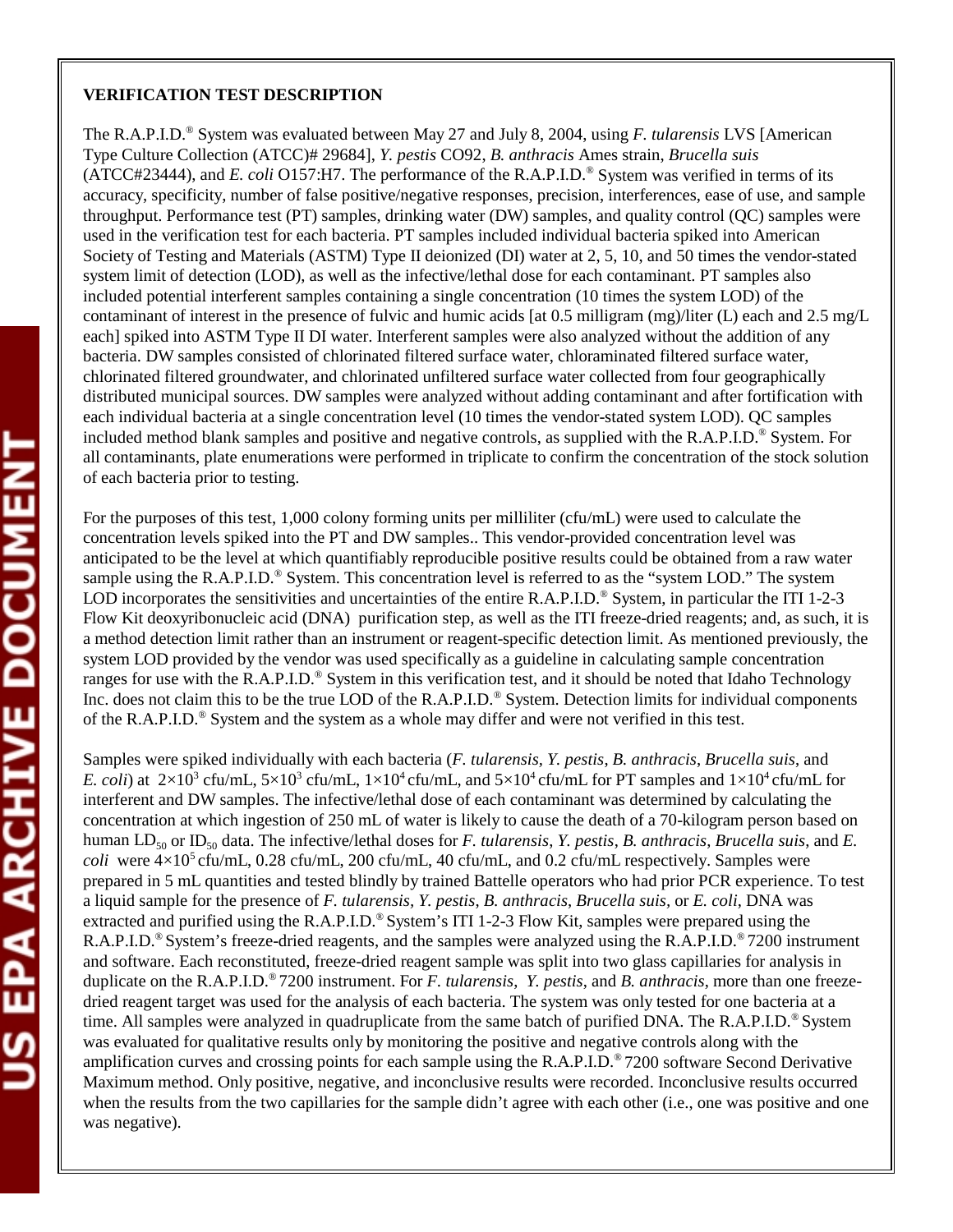**VERIFICATION TEST DESCRIPTION**

The R.A.P.I.D.® System was evaluated between May 27 and July 8, 2004, using *F. tularensis* LVS [American Type Culture Collection (ATCC)# 29684], *Y. pestis* CO92, *B. anthracis* Ames strain, *Brucella suis* (ATCC#23444), and *E. coli* O157:H7. The performance of the R.A.P.I.D.® System was verified in terms of its accuracy, specificity, number of false positive/negative responses, precision, interferences, ease of use, and sample throughput. Performance test (PT) samples, drinking water (DW) samples, and quality control (QC) samples were used in the verification test for each bacteria. PT samples included individual bacteria spiked into American Society of Testing and Materials (ASTM) Type II deionized (DI) water at 2, 5, 10, and 50 times the vendor-stated system limit of detection (LOD), as well as the infective/lethal dose for each contaminant. PT samples also included potential interferent samples containing a single concentration (10 times the system LOD) of the contaminant of interest in the presence of fulvic and humic acids [at 0.5 milligram (mg)/liter (L) each and 2.5 mg/L each] spiked into ASTM Type II DI water. Interferent samples were also analyzed without the addition of any bacteria. DW samples consisted of chlorinated filtered surface water, chloraminated filtered surface water, chlorinated filtered groundwater, and chlorinated unfiltered surface water collected from four geographically distributed municipal sources. DW samples were analyzed without adding contaminant and after fortification with each individual bacteria at a single concentration level (10 times the vendor-stated system LOD). QC samples included method blank samples and positive and negative controls, as supplied with the R.A.P.I.D.® System. For all contaminants, plate enumerations were performed in triplicate to confirm the concentration of the stock solution of each bacteria prior to testing.

For the purposes of this test, 1,000 colony forming units per milliliter (cfu/mL) were used to calculate the concentration levels spiked into the PT and DW samples.. This vendor-provided concentration level was anticipated to be the level at which quantifiably reproducible positive results could be obtained from a raw water sample using the R.A.P.I.D.® System. This concentration level is referred to as the "system LOD." The system LOD incorporates the sensitivities and uncertainties of the entire R.A.P.I.D.® System, in particular the ITI 1-2-3 Flow Kit deoxyribonucleic acid (DNA) purification step, as well as the ITI freeze-dried reagents; and, as such, it is a method detection limit rather than an instrument or reagent-specific detection limit. As mentioned previously, the system LOD provided by the vendor was used specifically as a guideline in calculating sample concentration ranges for use with the R.A.P.I.D.® System in this verification test, and it should be noted that Idaho Technology Inc. does not claim this to be the true LOD of the R.A.P.I.D.® System. Detection limits for individual components of the R.A.P.I.D.® System and the system as a whole may differ and were not verified in this test.

Samples were spiked individually with each bacteria (*F. tularensis, Y. pestis*, *B. anthracis*, *Brucella suis*, and *E. coli*) at $2\times10^3$ cfu/mL, $5\times10^3$ cfu/mL, $1\times10^4$ cfu/mL, and $5\times10^4$ cfu/mL for PT samples and $1\times10^4$ cfu/mL for interferent and DW samples. The infective/lethal dose of each contaminant was determined by calculating the concentration at which ingestion of 250 mL of water is likely to cause the death of a 70-kilogram person based on human $LD_{50}$ or $ID_{50}$ data. The infective/lethal doses for *F. tularensis, Y. pestis*, *B. anthracis*, *Brucella suis*, and *E. coli* were $4\times10^5$ cfu/mL, 0.28 cfu/mL, 200 cfu/mL, 40 cfu/mL, and 0.2 cfu/mL respectively. Samples were prepared in 5 mL quantities and tested blindly by trained Battelle operators who had prior PCR experience. To test a liquid sample for the presence of *F. tularensis, Y. pestis*, *B. anthracis*, *Brucella suis,* or *E. coli*, DNA was extracted and purified using the R.A.P.I.D.® System's ITI 1-2-3 Flow Kit, samples were prepared using the R.A.P.I.D.® System's freeze-dried reagents, and the samples were analyzed using the R.A.P.I.D.® 7200 instrument and software. Each reconstituted, freeze-dried reagent sample was split into two glass capillaries for analysis in duplicate on the R.A.P.I.D.® 7200 instrument. For *F. tularensis*, *Y. pestis*, and *B. anthracis*, more than one freeze-dried reagent target was used for the analysis of each bacteria. The system was only tested for one bacteria at a time. All samples were analyzed in quadruplicate from the same batch of purified DNA. The R.A.P.I.D.® System was evaluated for qualitative results only by monitoring the positive and negative controls along with the amplification curves and crossing points for each sample using the R.A.P.I.D.® 7200 software Second Derivative Maximum method. Only positive, negative, and inconclusive results were recorded. Inconclusive results occurred when the results from the two capillaries for the sample didn't agree with each other (i.e., one was positive and one was negative).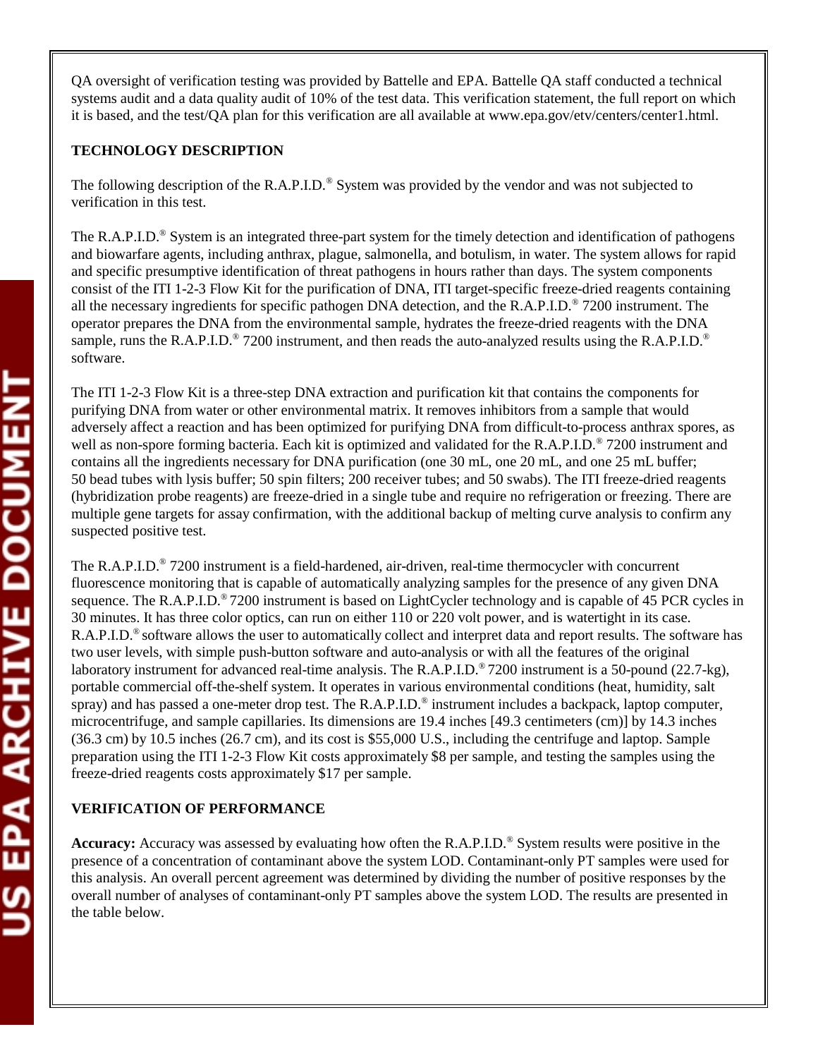QA oversight of verification testing was provided by Battelle and EPA. Battelle QA staff conducted a technical systems audit and a data quality audit of 10% of the test data. This verification statement, the full report on which it is based, and the test/QA plan for this verification are all available at www.epa.gov/etv/centers/center1.html.

**TECHNOLOGY DESCRIPTION**

The following description of the R.A.P.I.D.® System was provided by the vendor and was not subjected to verification in this test.

The R.A.P.I.D.® System is an integrated three-part system for the timely detection and identification of pathogens and biowarfare agents, including anthrax, plague, salmonella, and botulism, in water. The system allows for rapid and specific presumptive identification of threat pathogens in hours rather than days. The system components consist of the ITI 1-2-3 Flow Kit for the purification of DNA, ITI target-specific freeze-dried reagents containing all the necessary ingredients for specific pathogen DNA detection, and the R.A.P.I.D.® 7200 instrument. The operator prepares the DNA from the environmental sample, hydrates the freeze-dried reagents with the DNA sample, runs the R.A.P.I.D.® 7200 instrument, and then reads the auto-analyzed results using the R.A.P.I.D.® software.

The ITI 1-2-3 Flow Kit is a three-step DNA extraction and purification kit that contains the components for purifying DNA from water or other environmental matrix. It removes inhibitors from a sample that would adversely affect a reaction and has been optimized for purifying DNA from difficult-to-process anthrax spores, as well as non-spore forming bacteria. Each kit is optimized and validated for the R.A.P.I.D.® 7200 instrument and contains all the ingredients necessary for DNA purification (one 30 mL, one 20 mL, and one 25 mL buffer; 50 bead tubes with lysis buffer; 50 spin filters; 200 receiver tubes; and 50 swabs). The ITI freeze-dried reagents (hybridization probe reagents) are freeze-dried in a single tube and require no refrigeration or freezing. There are multiple gene targets for assay confirmation, with the additional backup of melting curve analysis to confirm any suspected positive test.

The R.A.P.I.D.® 7200 instrument is a field-hardened, air-driven, real-time thermocycler with concurrent fluorescence monitoring that is capable of automatically analyzing samples for the presence of any given DNA sequence. The R.A.P.I.D.® 7200 instrument is based on LightCycler technology and is capable of 45 PCR cycles in 30 minutes. It has three color optics, can run on either 110 or 220 volt power, and is watertight in its case. R.A.P.I.D.® software allows the user to automatically collect and interpret data and report results. The software has two user levels, with simple push-button software and auto-analysis or with all the features of the original laboratory instrument for advanced real-time analysis. The R.A.P.I.D.® 7200 instrument is a 50-pound (22.7-kg), portable commercial off-the-shelf system. It operates in various environmental conditions (heat, humidity, salt spray) and has passed a one-meter drop test. The R.A.P.I.D.® instrument includes a backpack, laptop computer, microcentrifuge, and sample capillaries. Its dimensions are 19.4 inches [49.3 centimeters (cm)] by 14.3 inches (36.3 cm) by 10.5 inches (26.7 cm), and its cost is $55,000 U.S., including the centrifuge and laptop. Sample preparation using the ITI 1-2-3 Flow Kit costs approximately $8 per sample, and testing the samples using the freeze-dried reagents costs approximately $17 per sample.

**VERIFICATION OF PERFORMANCE**

**Accuracy:** Accuracy was assessed by evaluating how often the R.A.P.I.D.® System results were positive in the presence of a concentration of contaminant above the system LOD. Contaminant-only PT samples were used for this analysis. An overall percent agreement was determined by dividing the number of positive responses by the overall number of analyses of contaminant-only PT samples above the system LOD. The results are presented in the table below.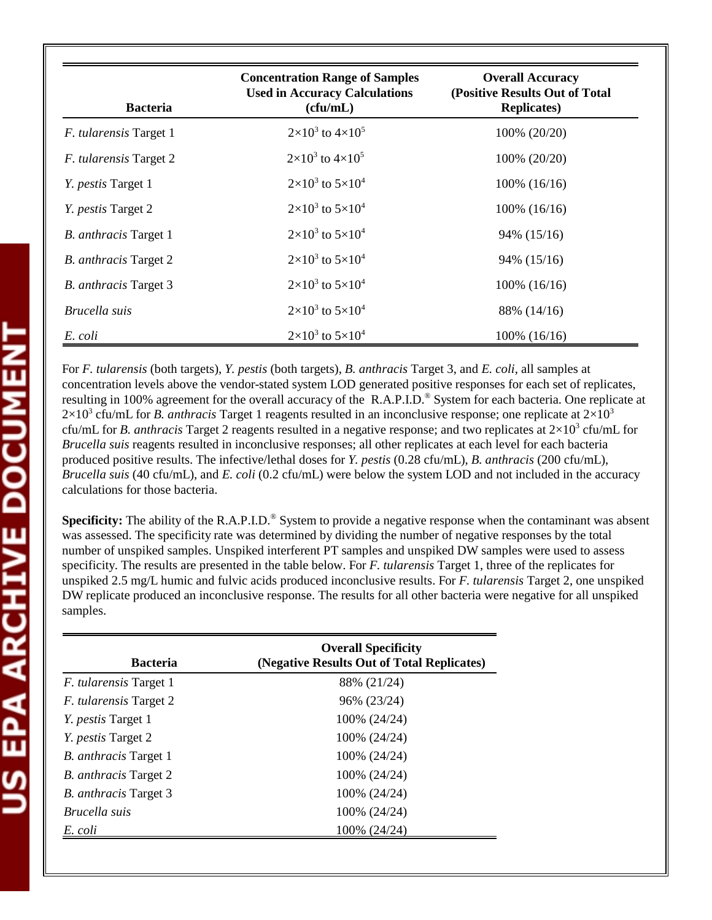| Bacteria | Concentration Range of Samples Used in Accuracy Calculations (cfu/mL) | Overall Accuracy (Positive Results Out of Total Replicates) |
|---|---|---|
| *F. tularensis* Target 1 | $2\times10^3$ to $4\times10^5$ | 100% (20/20) |
| *F. tularensis* Target 2 | $2\times10^3$ to $4\times10^5$ | 100% (20/20) |
| *Y. pestis* Target 1 | $2\times10^3$ to $5\times10^4$ | 100% (16/16) |
| *Y. pestis* Target 2 | $2\times10^3$ to $5\times10^4$ | 100% (16/16) |
| *B. anthracis* Target 1 | $2\times10^3$ to $5\times10^4$ | 94% (15/16) |
| *B. anthracis* Target 2 | $2\times10^3$ to $5\times10^4$ | 94% (15/16) |
| *B. anthracis* Target 3 | $2\times10^3$ to $5\times10^4$ | 100% (16/16) |
| *Brucella suis* | $2\times10^3$ to $5\times10^4$ | 88% (14/16) |
| *E. coli* | $2\times10^3$ to $5\times10^4$ | 100% (16/16) |

For *F. tularensis* (both targets), *Y. pestis* (both targets), *B. anthracis* Target 3, and *E. coli*, all samples at concentration levels above the vendor-stated system LOD generated positive responses for each set of replicates, resulting in 100% agreement for the overall accuracy of the R.A.P.I.D.® System for each bacteria. One replicate at $2\times10^3$ cfu/mL for *B. anthracis* Target 1 reagents resulted in an inconclusive response; one replicate at $2\times10^3$ cfu/mL for *B. anthracis* Target 2 reagents resulted in a negative response; and two replicates at $2\times10^3$ cfu/mL for *Brucella suis* reagents resulted in inconclusive responses; all other replicates at each level for each bacteria produced positive results. The infective/lethal doses for *Y. pestis* (0.28 cfu/mL), *B. anthracis* (200 cfu/mL), *Brucella suis* (40 cfu/mL), and *E. coli* (0.2 cfu/mL) were below the system LOD and not included in the accuracy calculations for those bacteria.

**Specificity:** The ability of the R.A.P.I.D.® System to provide a negative response when the contaminant was absent was assessed. The specificity rate was determined by dividing the number of negative responses by the total number of unspiked samples. Unspiked interferent PT samples and unspiked DW samples were used to assess specificity. The results are presented in the table below. For *F. tularensis* Target 1, three of the replicates for unspiked 2.5 mg/L humic and fulvic acids produced inconclusive results. For *F. tularensis* Target 2, one unspiked DW replicate produced an inconclusive response. The results for all other bacteria were negative for all unspiked samples.

| Bacteria | Overall Specificity (Negative Results Out of Total Replicates) |
|---|---|
| *F. tularensis* Target 1 | 88% (21/24) |
| *F. tularensis* Target 2 | 96% (23/24) |
| *Y. pestis* Target 1 | 100% (24/24) |
| *Y. pestis* Target 2 | 100% (24/24) |
| *B. anthracis* Target 1 | 100% (24/24) |
| *B. anthracis* Target 2 | 100% (24/24) |
| *B. anthracis* Target 3 | 100% (24/24) |
| *Brucella suis* | 100% (24/24) |
| *E. coli* | 100% (24/24) |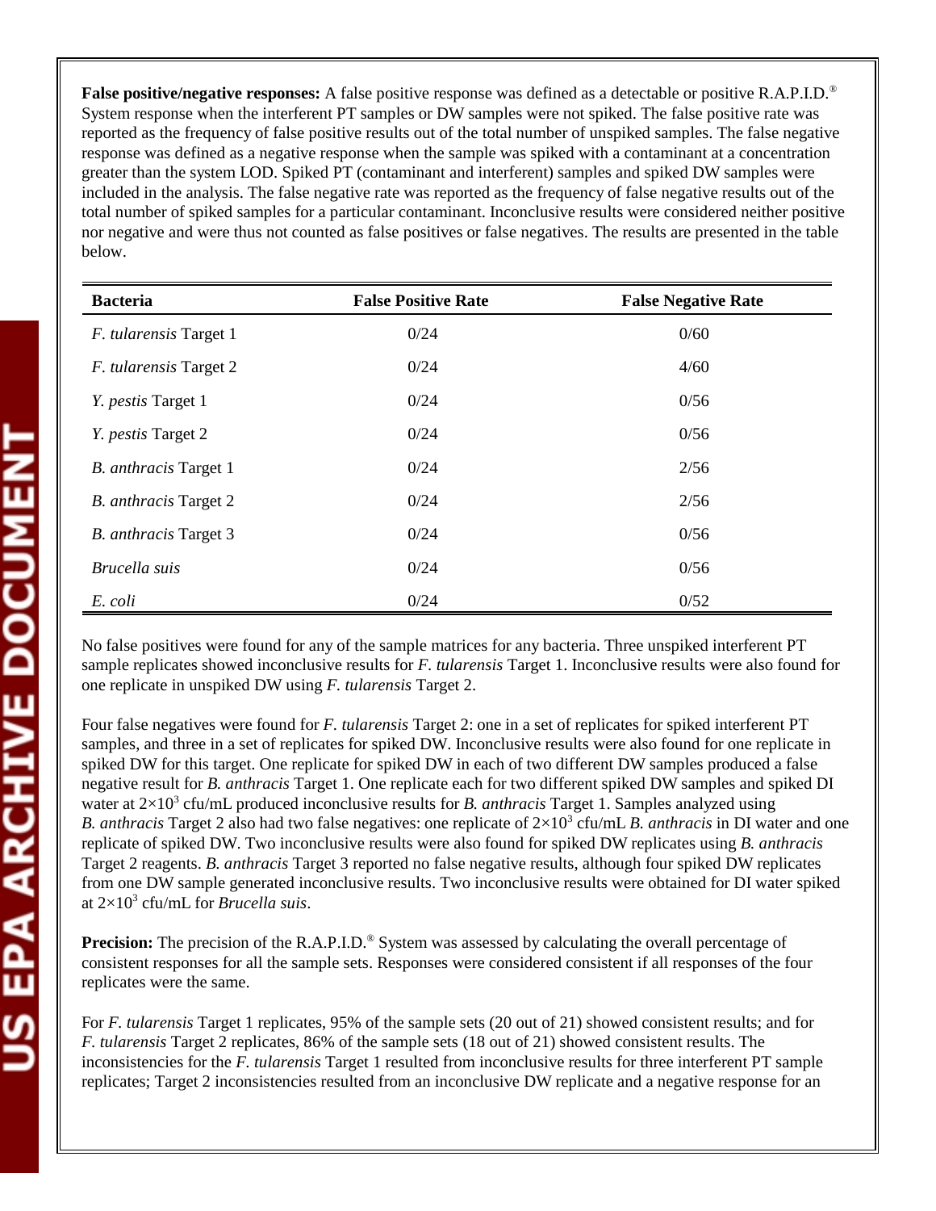**False positive/negative responses:** A false positive response was defined as a detectable or positive R.A.P.I.D.® System response when the interferent PT samples or DW samples were not spiked. The false positive rate was reported as the frequency of false positive results out of the total number of unspiked samples. The false negative response was defined as a negative response when the sample was spiked with a contaminant at a concentration greater than the system LOD. Spiked PT (contaminant and interferent) samples and spiked DW samples were included in the analysis. The false negative rate was reported as the frequency of false negative results out of the total number of spiked samples for a particular contaminant. Inconclusive results were considered neither positive nor negative and were thus not counted as false positives or false negatives. The results are presented in the table below.

| Bacteria | False Positive Rate | False Negative Rate |
|---|---|---|
| *F. tularensis* Target 1 | 0/24 | 0/60 |
| *F. tularensis* Target 2 | 0/24 | 4/60 |
| *Y. pestis* Target 1 | 0/24 | 0/56 |
| *Y. pestis* Target 2 | 0/24 | 0/56 |
| *B. anthracis* Target 1 | 0/24 | 2/56 |
| *B. anthracis* Target 2 | 0/24 | 2/56 |
| *B. anthracis* Target 3 | 0/24 | 0/56 |
| *Brucella suis* | 0/24 | 0/56 |
| *E. coli* | 0/24 | 0/52 |

No false positives were found for any of the sample matrices for any bacteria. Three unspiked interferent PT sample replicates showed inconclusive results for *F. tularensis* Target 1. Inconclusive results were also found for one replicate in unspiked DW using *F. tularensis* Target 2.

Four false negatives were found for *F. tularensis* Target 2: one in a set of replicates for spiked interferent PT samples, and three in a set of replicates for spiked DW. Inconclusive results were also found for one replicate in spiked DW for this target. One replicate for spiked DW in each of two different DW samples produced a false negative result for *B. anthracis* Target 1. One replicate each for two different spiked DW samples and spiked DI water at $2{\times}10^3$ cfu/mL produced inconclusive results for *B. anthracis* Target 1. Samples analyzed using *B. anthracis* Target 2 also had two false negatives: one replicate of $2{\times}10^3$ cfu/mL *B. anthracis* in DI water and one replicate of spiked DW. Two inconclusive results were also found for spiked DW replicates using *B. anthracis* Target 2 reagents. *B. anthracis* Target 3 reported no false negative results, although four spiked DW replicates from one DW sample generated inconclusive results. Two inconclusive results were obtained for DI water spiked at $2{\times}10^3$ cfu/mL for *Brucella suis*.

**Precision:** The precision of the R.A.P.I.D.® System was assessed by calculating the overall percentage of consistent responses for all the sample sets. Responses were considered consistent if all responses of the four replicates were the same.

For *F. tularensis* Target 1 replicates, 95% of the sample sets (20 out of 21) showed consistent results; and for *F. tularensis* Target 2 replicates, 86% of the sample sets (18 out of 21) showed consistent results. The inconsistencies for the *F. tularensis* Target 1 resulted from inconclusive results for three interferent PT sample replicates; Target 2 inconsistencies resulted from an inconclusive DW replicate and a negative response for an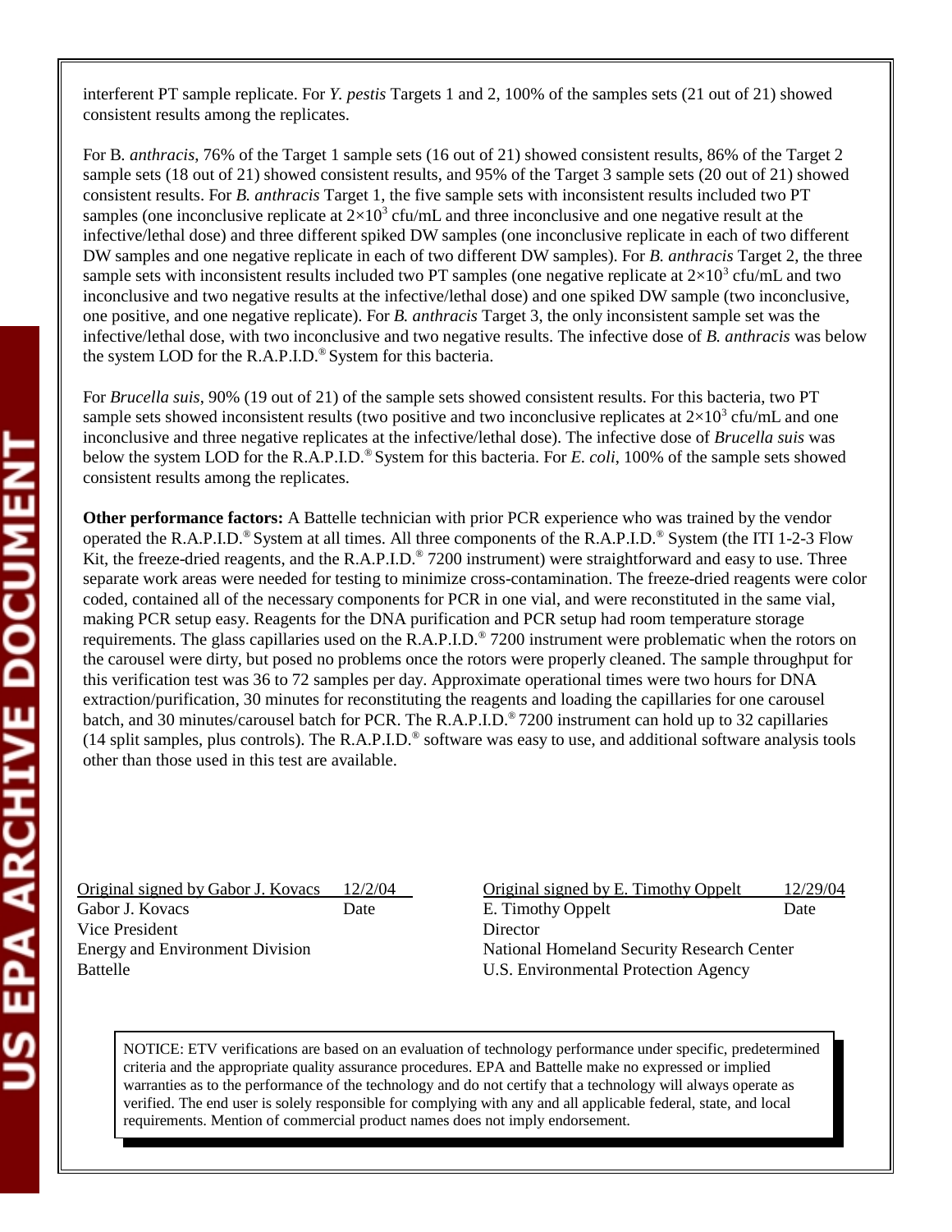interferent PT sample replicate. For *Y. pestis* Targets 1 and 2, 100% of the samples sets (21 out of 21) showed consistent results among the replicates.

For B. *anthracis*, 76% of the Target 1 sample sets (16 out of 21) showed consistent results, 86% of the Target 2 sample sets (18 out of 21) showed consistent results, and 95% of the Target 3 sample sets (20 out of 21) showed consistent results. For *B. anthracis* Target 1, the five sample sets with inconsistent results included two PT samples (one inconclusive replicate at $2\times10^3$ cfu/mL and three inconclusive and one negative result at the infective/lethal dose) and three different spiked DW samples (one inconclusive replicate in each of two different DW samples and one negative replicate in each of two different DW samples). For *B. anthracis* Target 2, the three sample sets with inconsistent results included two PT samples (one negative replicate at $2\times10^3$ cfu/mL and two inconclusive and two negative results at the infective/lethal dose) and one spiked DW sample (two inconclusive, one positive, and one negative replicate). For *B. anthracis* Target 3, the only inconsistent sample set was the infective/lethal dose, with two inconclusive and two negative results. The infective dose of *B. anthracis* was below the system LOD for the R.A.P.I.D.® System for this bacteria.

For *Brucella suis*, 90% (19 out of 21) of the sample sets showed consistent results. For this bacteria, two PT sample sets showed inconsistent results (two positive and two inconclusive replicates at $2\times10^3$ cfu/mL and one inconclusive and three negative replicates at the infective/lethal dose). The infective dose of *Brucella suis* was below the system LOD for the R.A.P.I.D.® System for this bacteria. For *E. coli*, 100% of the sample sets showed consistent results among the replicates.

**Other performance factors:** A Battelle technician with prior PCR experience who was trained by the vendor operated the R.A.P.I.D.® System at all times. All three components of the R.A.P.I.D.® System (the ITI 1-2-3 Flow Kit, the freeze-dried reagents, and the R.A.P.I.D.® 7200 instrument) were straightforward and easy to use. Three separate work areas were needed for testing to minimize cross-contamination. The freeze-dried reagents were color coded, contained all of the necessary components for PCR in one vial, and were reconstituted in the same vial, making PCR setup easy. Reagents for the DNA purification and PCR setup had room temperature storage requirements. The glass capillaries used on the R.A.P.I.D.® 7200 instrument were problematic when the rotors on the carousel were dirty, but posed no problems once the rotors were properly cleaned. The sample throughput for this verification test was 36 to 72 samples per day. Approximate operational times were two hours for DNA extraction/purification, 30 minutes for reconstituting the reagents and loading the capillaries for one carousel batch, and 30 minutes/carousel batch for PCR. The R.A.P.I.D.® 7200 instrument can hold up to 32 capillaries (14 split samples, plus controls). The R.A.P.I.D.® software was easy to use, and additional software analysis tools other than those used in this test are available.

Original signed by Gabor J. Kovacs 12/2/04
Gabor J. Kovacs — Date
Vice President
Energy and Environment Division
Battelle

Original signed by E. Timothy Oppelt 12/29/04
E. Timothy Oppelt — Date
Director
National Homeland Security Research Center
U.S. Environmental Protection Agency

NOTICE: ETV verifications are based on an evaluation of technology performance under specific, predetermined criteria and the appropriate quality assurance procedures. EPA and Battelle make no expressed or implied warranties as to the performance of the technology and do not certify that a technology will always operate as verified. The end user is solely responsible for complying with any and all applicable federal, state, and local requirements. Mention of commercial product names does not imply endorsement.